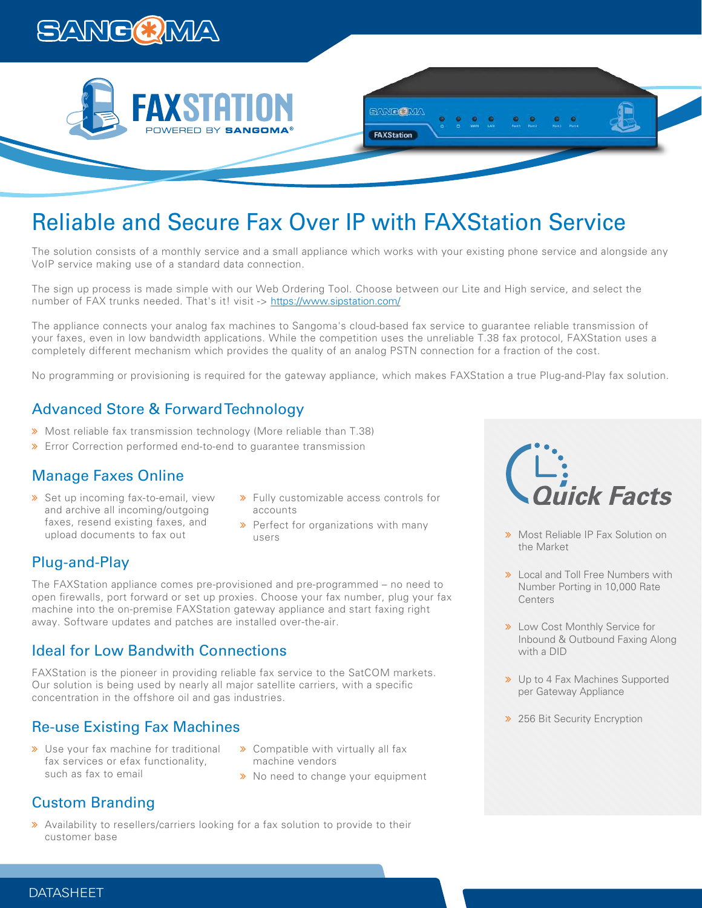# Reliable and Secure Fax Over IP with FAXStation Service

The solution consists of a monthly service and a small appliance which works with your existing phone service and alongside any VoIP service making use of a standard data connection.

The sign up process is made simple with our Web Ordering Tool. Choose between our Lite and High service, and select the number of FAX trunks needed. That's it! visit -> https://www.sipstation.com/

The appliance connects your analog fax machines to Sangoma's cloud-based fax service to guarantee reliable transmission of your faxes, even in low bandwidth applications. While the competition uses the unreliable T.38 fax protocol, FAXStation uses a completely different mechanism which provides the quality of an analog PSTN connection for a fraction of the cost.

No programming or provisioning is required for the gateway appliance, which makes FAXStation a true Plug-and-Play fax solution.

## Advanced Store & Forward Technology

- Most reliable fax transmission technology (More reliable than T.38)
- Error Correction performed end-to-end to guarantee transmission

## Manage Faxes Online

- Set up incoming fax-to-email, view and archive all incoming/outgoing faxes, resend existing faxes, and upload documents to fax out
- Fully customizable access controls for accounts
- Perfect for organizations with many users

## Plug-and-Play

The FAXStation appliance comes pre-provisioned and pre-programmed – no need to open firewalls, port forward or set up proxies. Choose your fax number, plug your fax machine into the on-premise FAXStation gateway appliance and start faxing right away. Software updates and patches are installed over-the-air.

## Ideal for Low Bandwith Connections

FAXStation is the pioneer in providing reliable fax service to the SatCOM markets. Our solution is being used by nearly all major satellite carriers, with a specific concentration in the offshore oil and gas industries.

## Re-use Existing Fax Machines

- Use your fax machine for traditional fax services or efax functionality, such as fax to email
- Compatible with virtually all fax machine vendors
- No need to change your equipment

## Custom Branding

- Availability to resellers/carriers looking for a fax solution to provide to their customer base

## Quick Facts

- Most Reliable IP Fax Solution on the Market
- Local and Toll Free Numbers with Number Porting in 10,000 Rate Centers
- Low Cost Monthly Service for Inbound & Outbound Faxing Along with a DID
- Up to 4 Fax Machines Supported per Gateway Appliance
- 256 Bit Security Encryption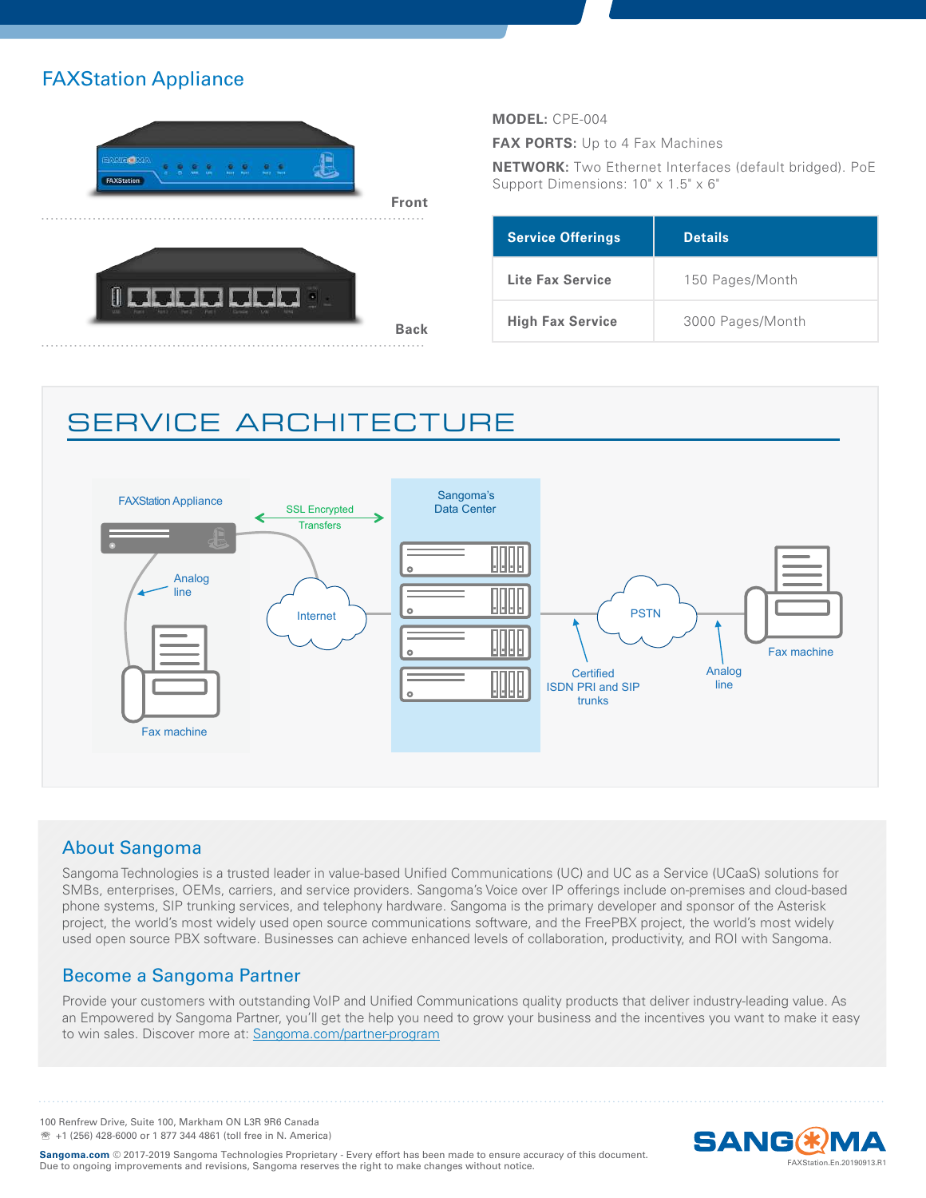## FAXStation Appliance

Front

Back

**MODEL:** CPE-004

**FAX PORTS:** Up to 4 Fax Machines

**NETWORK:** Two Ethernet Interfaces (default bridged). PoE Support Dimensions: 10" x 1.5" x 6"

| Service Offerings | Details |
|---|---|
| Lite Fax Service | 150 Pages/Month |
| High Fax Service | 3000 Pages/Month |

## SERVICE ARCHITECTURE

FAXStation Appliance

SSL Encrypted Transfers

Sangoma's Data Center

Analog line

Internet

PSTN

Fax machine

Certified ISDN PRI and SIP trunks

Analog line

Fax machine

## About Sangoma

Sangoma Technologies is a trusted leader in value-based Unified Communications (UC) and UC as a Service (UCaaS) solutions for SMBs, enterprises, OEMs, carriers, and service providers. Sangoma's Voice over IP offerings include on-premises and cloud-based phone systems, SIP trunking services, and telephony hardware. Sangoma is the primary developer and sponsor of the Asterisk project, the world's most widely used open source communications software, and the FreePBX project, the world's most widely used open source PBX software. Businesses can achieve enhanced levels of collaboration, productivity, and ROI with Sangoma.

## Become a Sangoma Partner

Provide your customers with outstanding VoIP and Unified Communications quality products that deliver industry-leading value. As an Empowered by Sangoma Partner, you'll get the help you need to grow your business and the incentives you want to make it easy to win sales. Discover more at: Sangoma.com/partner-program

100 Renfrew Drive, Suite 100, Markham ON L3R 9R6 Canada
☎ +1 (256) 428-6000 or 1 877 344 4861 (toll free in N. America)

**Sangoma.com** © 2017-2019 Sangoma Technologies Proprietary - Every effort has been made to ensure accuracy of this document. Due to ongoing improvements and revisions, Sangoma reserves the right to make changes without notice.

SANGOMA

FAXStation.En.20190913.R1